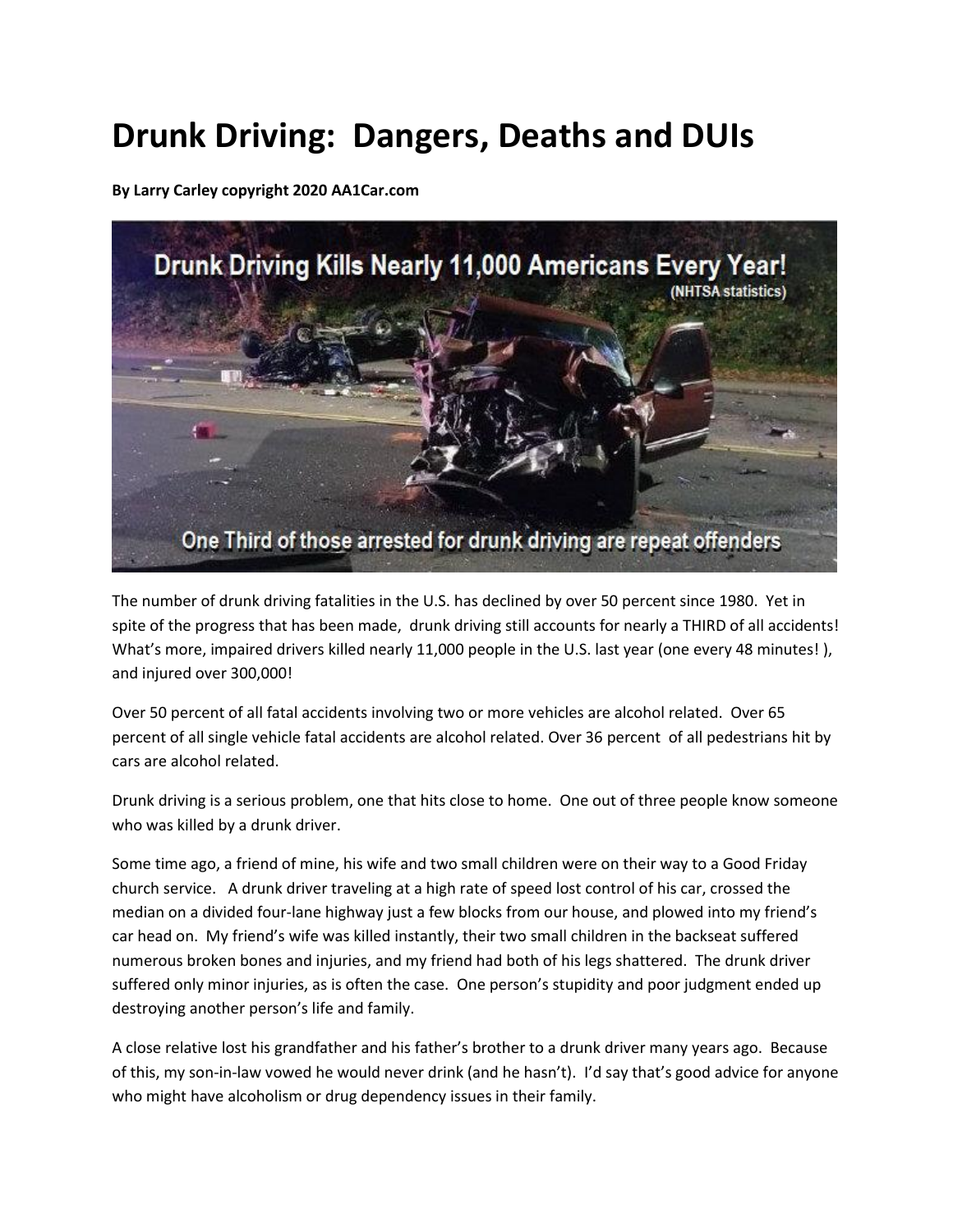# Drunk Driving: Dangers, Deaths and DUIs

**By Larry Carley copyright 2020 AA1Car.com**

The number of drunk driving fatalities in the U.S. has declined by over 50 percent since 1980. Yet in spite of the progress that has been made, drunk driving still accounts for nearly a THIRD of all accidents! What's more, impaired drivers killed nearly 11,000 people in the U.S. last year (one every 48 minutes! ), and injured over 300,000!

Over 50 percent of all fatal accidents involving two or more vehicles are alcohol related. Over 65 percent of all single vehicle fatal accidents are alcohol related. Over 36 percent of all pedestrians hit by cars are alcohol related.

Drunk driving is a serious problem, one that hits close to home. One out of three people know someone who was killed by a drunk driver.

Some time ago, a friend of mine, his wife and two small children were on their way to a Good Friday church service. A drunk driver traveling at a high rate of speed lost control of his car, crossed the median on a divided four-lane highway just a few blocks from our house, and plowed into my friend's car head on. My friend's wife was killed instantly, their two small children in the backseat suffered numerous broken bones and injuries, and my friend had both of his legs shattered. The drunk driver suffered only minor injuries, as is often the case. One person's stupidity and poor judgment ended up destroying another person's life and family.

A close relative lost his grandfather and his father's brother to a drunk driver many years ago. Because of this, my son-in-law vowed he would never drink (and he hasn't). I'd say that's good advice for anyone who might have alcoholism or drug dependency issues in their family.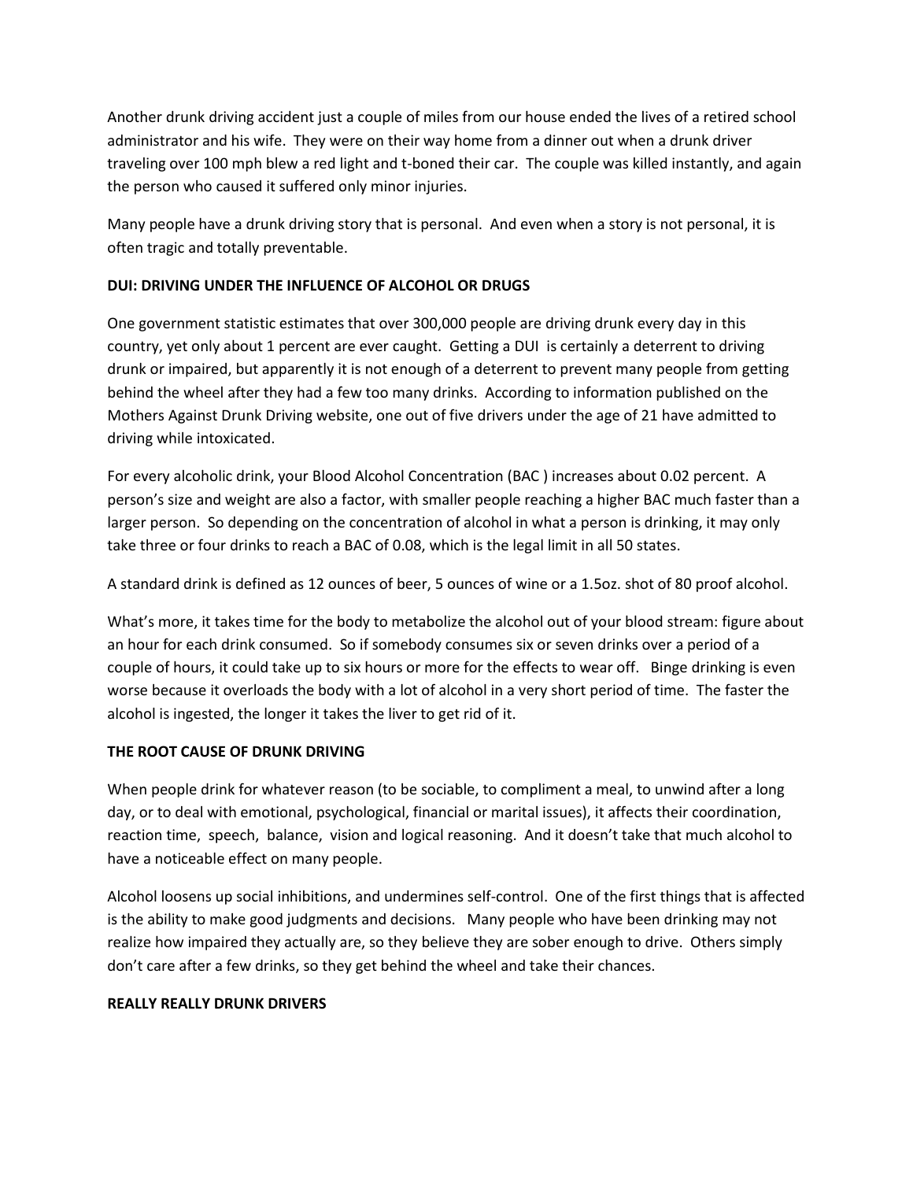Another drunk driving accident just a couple of miles from our house ended the lives of a retired school administrator and his wife. They were on their way home from a dinner out when a drunk driver traveling over 100 mph blew a red light and t-boned their car. The couple was killed instantly, and again the person who caused it suffered only minor injuries.

Many people have a drunk driving story that is personal. And even when a story is not personal, it is often tragic and totally preventable.

**DUI: DRIVING UNDER THE INFLUENCE OF ALCOHOL OR DRUGS**

One government statistic estimates that over 300,000 people are driving drunk every day in this country, yet only about 1 percent are ever caught. Getting a DUI is certainly a deterrent to driving drunk or impaired, but apparently it is not enough of a deterrent to prevent many people from getting behind the wheel after they had a few too many drinks. According to information published on the Mothers Against Drunk Driving website, one out of five drivers under the age of 21 have admitted to driving while intoxicated.

For every alcoholic drink, your Blood Alcohol Concentration (BAC ) increases about 0.02 percent. A person's size and weight are also a factor, with smaller people reaching a higher BAC much faster than a larger person. So depending on the concentration of alcohol in what a person is drinking, it may only take three or four drinks to reach a BAC of 0.08, which is the legal limit in all 50 states.

A standard drink is defined as 12 ounces of beer, 5 ounces of wine or a 1.5oz. shot of 80 proof alcohol.

What's more, it takes time for the body to metabolize the alcohol out of your blood stream: figure about an hour for each drink consumed. So if somebody consumes six or seven drinks over a period of a couple of hours, it could take up to six hours or more for the effects to wear off. Binge drinking is even worse because it overloads the body with a lot of alcohol in a very short period of time. The faster the alcohol is ingested, the longer it takes the liver to get rid of it.

**THE ROOT CAUSE OF DRUNK DRIVING**

When people drink for whatever reason (to be sociable, to compliment a meal, to unwind after a long day, or to deal with emotional, psychological, financial or marital issues), it affects their coordination, reaction time, speech, balance, vision and logical reasoning. And it doesn't take that much alcohol to have a noticeable effect on many people.

Alcohol loosens up social inhibitions, and undermines self-control. One of the first things that is affected is the ability to make good judgments and decisions. Many people who have been drinking may not realize how impaired they actually are, so they believe they are sober enough to drive. Others simply don't care after a few drinks, so they get behind the wheel and take their chances.

**REALLY REALLY DRUNK DRIVERS**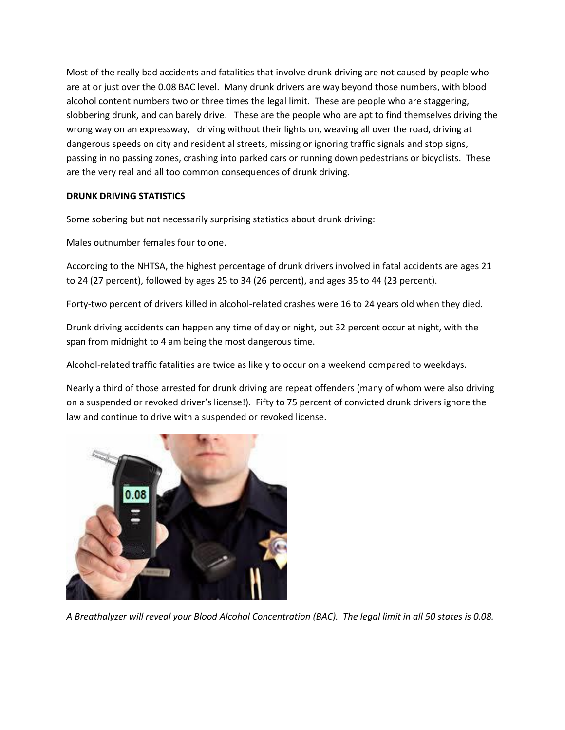Most of the really bad accidents and fatalities that involve drunk driving are not caused by people who are at or just over the 0.08 BAC level. Many drunk drivers are way beyond those numbers, with blood alcohol content numbers two or three times the legal limit. These are people who are staggering, slobbering drunk, and can barely drive. These are the people who are apt to find themselves driving the wrong way on an expressway, driving without their lights on, weaving all over the road, driving at dangerous speeds on city and residential streets, missing or ignoring traffic signals and stop signs, passing in no passing zones, crashing into parked cars or running down pedestrians or bicyclists. These are the very real and all too common consequences of drunk driving.

**DRUNK DRIVING STATISTICS**

Some sobering but not necessarily surprising statistics about drunk driving:

Males outnumber females four to one.

According to the NHTSA, the highest percentage of drunk drivers involved in fatal accidents are ages 21 to 24 (27 percent), followed by ages 25 to 34 (26 percent), and ages 35 to 44 (23 percent).

Forty-two percent of drivers killed in alcohol-related crashes were 16 to 24 years old when they died.

Drunk driving accidents can happen any time of day or night, but 32 percent occur at night, with the span from midnight to 4 am being the most dangerous time.

Alcohol-related traffic fatalities are twice as likely to occur on a weekend compared to weekdays.

Nearly a third of those arrested for drunk driving are repeat offenders (many of whom were also driving on a suspended or revoked driver's license!). Fifty to 75 percent of convicted drunk drivers ignore the law and continue to drive with a suspended or revoked license.

*A Breathalyzer will reveal your Blood Alcohol Concentration (BAC). The legal limit in all 50 states is 0.08.*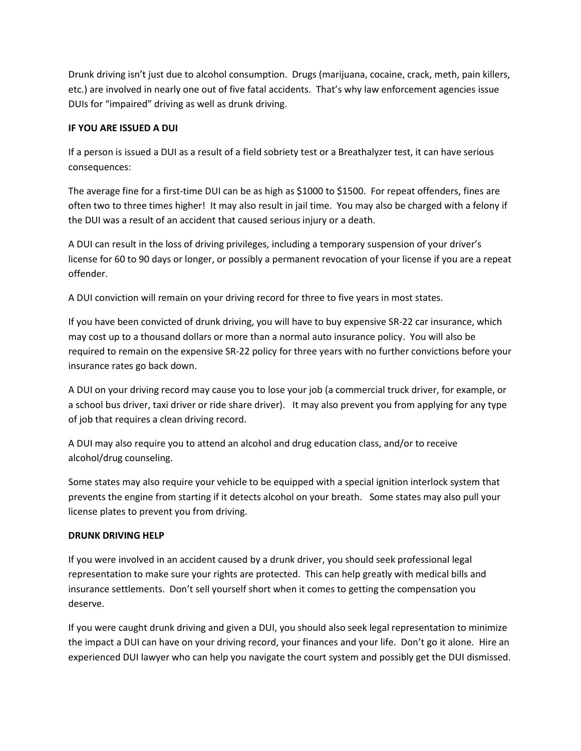Drunk driving isn't just due to alcohol consumption. Drugs (marijuana, cocaine, crack, meth, pain killers, etc.) are involved in nearly one out of five fatal accidents. That's why law enforcement agencies issue DUIs for "impaired" driving as well as drunk driving.

**IF YOU ARE ISSUED A DUI**

If a person is issued a DUI as a result of a field sobriety test or a Breathalyzer test, it can have serious consequences:

The average fine for a first-time DUI can be as high as $1000 to $1500. For repeat offenders, fines are often two to three times higher! It may also result in jail time. You may also be charged with a felony if the DUI was a result of an accident that caused serious injury or a death.

A DUI can result in the loss of driving privileges, including a temporary suspension of your driver's license for 60 to 90 days or longer, or possibly a permanent revocation of your license if you are a repeat offender.

A DUI conviction will remain on your driving record for three to five years in most states.

If you have been convicted of drunk driving, you will have to buy expensive SR-22 car insurance, which may cost up to a thousand dollars or more than a normal auto insurance policy. You will also be required to remain on the expensive SR-22 policy for three years with no further convictions before your insurance rates go back down.

A DUI on your driving record may cause you to lose your job (a commercial truck driver, for example, or a school bus driver, taxi driver or ride share driver). It may also prevent you from applying for any type of job that requires a clean driving record.

A DUI may also require you to attend an alcohol and drug education class, and/or to receive alcohol/drug counseling.

Some states may also require your vehicle to be equipped with a special ignition interlock system that prevents the engine from starting if it detects alcohol on your breath. Some states may also pull your license plates to prevent you from driving.

**DRUNK DRIVING HELP**

If you were involved in an accident caused by a drunk driver, you should seek professional legal representation to make sure your rights are protected. This can help greatly with medical bills and insurance settlements. Don't sell yourself short when it comes to getting the compensation you deserve.

If you were caught drunk driving and given a DUI, you should also seek legal representation to minimize the impact a DUI can have on your driving record, your finances and your life. Don't go it alone. Hire an experienced DUI lawyer who can help you navigate the court system and possibly get the DUI dismissed.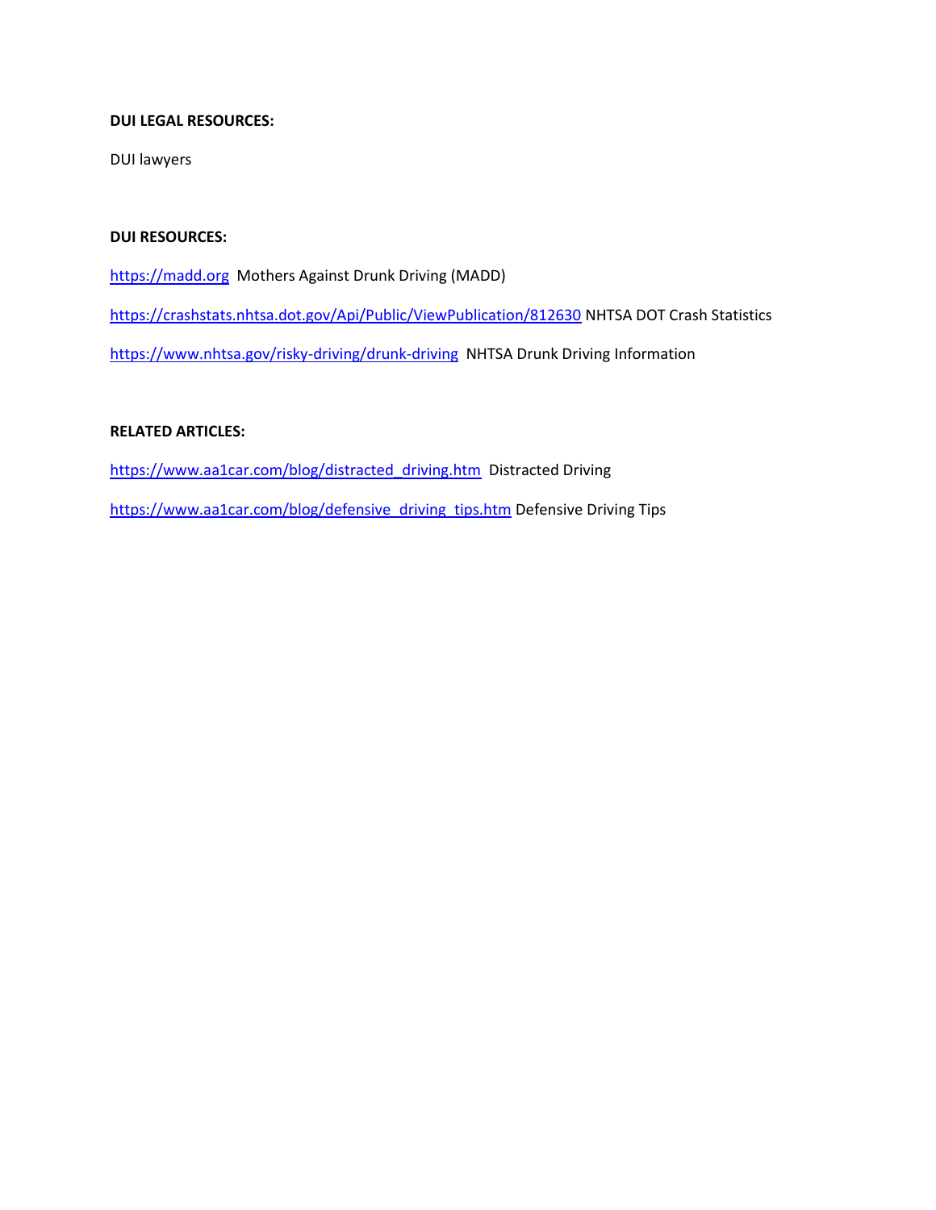**DUI LEGAL RESOURCES:**

DUI lawyers

**DUI RESOURCES:**

https://madd.org Mothers Against Drunk Driving (MADD)

https://crashstats.nhtsa.dot.gov/Api/Public/ViewPublication/812630 NHTSA DOT Crash Statistics

https://www.nhtsa.gov/risky-driving/drunk-driving NHTSA Drunk Driving Information

**RELATED ARTICLES:**

https://www.aa1car.com/blog/distracted_driving.htm Distracted Driving

https://www.aa1car.com/blog/defensive_driving_tips.htm Defensive Driving Tips